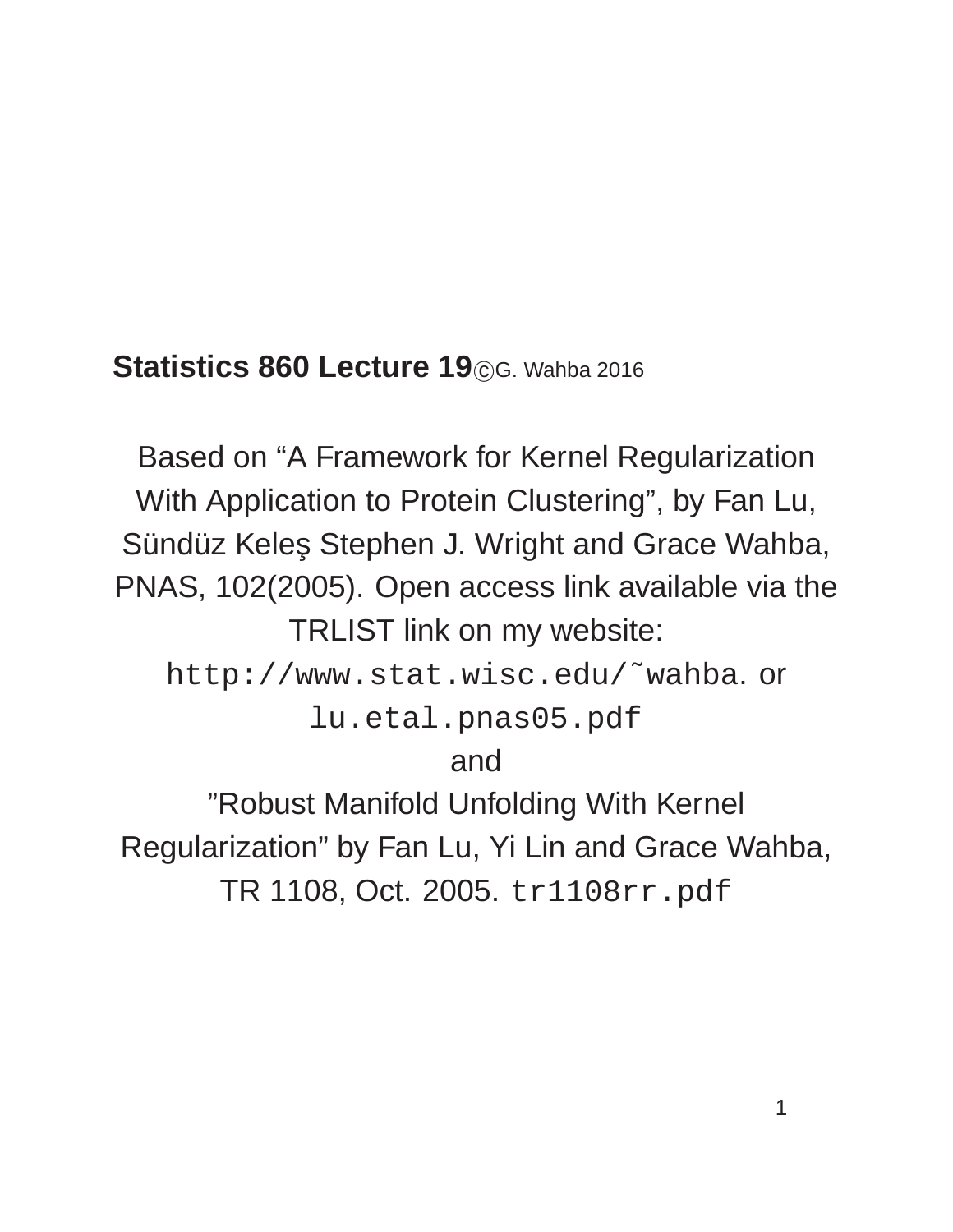**Statistics 860 Lecture 19**©G. Wahba 2016

Based on “A Framework for Kernel Regularization With Application to Protein Clustering”, by Fan Lu, Sündüz Keleş Stephen J. Wright and Grace Wahba, PNAS, 102(2005). Open access link available via the TRLIST link on my website: `http://www.stat.wisc.edu/~wahba`. or `lu.etal.pnas05.pdf`

and

”Robust Manifold Unfolding With Kernel Regularization” by Fan Lu, Yi Lin and Grace Wahba, TR 1108, Oct. 2005. `tr1108rr.pdf`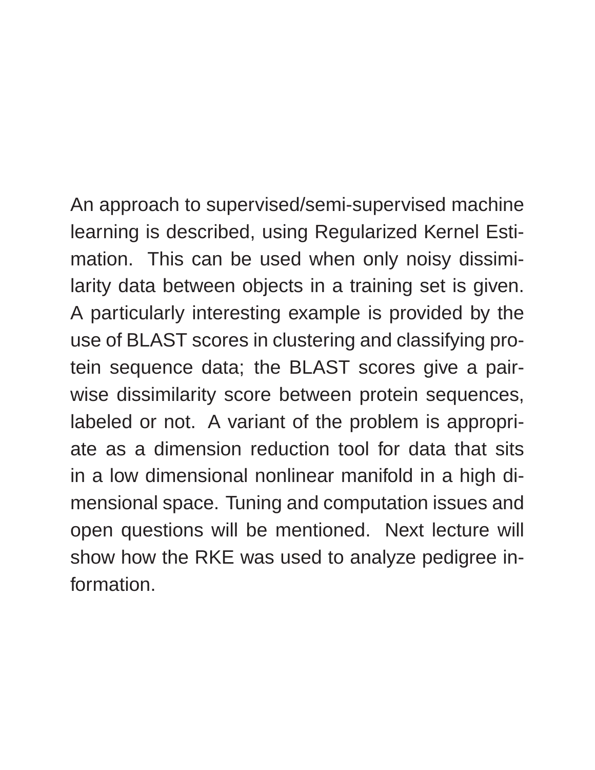An approach to supervised/semi-supervised machine learning is described, using Regularized Kernel Estimation. This can be used when only noisy dissimilarity data between objects in a training set is given. A particularly interesting example is provided by the use of BLAST scores in clustering and classifying protein sequence data; the BLAST scores give a pairwise dissimilarity score between protein sequences, labeled or not. A variant of the problem is appropriate as a dimension reduction tool for data that sits in a low dimensional nonlinear manifold in a high dimensional space. Tuning and computation issues and open questions will be mentioned. Next lecture will show how the RKE was used to analyze pedigree information.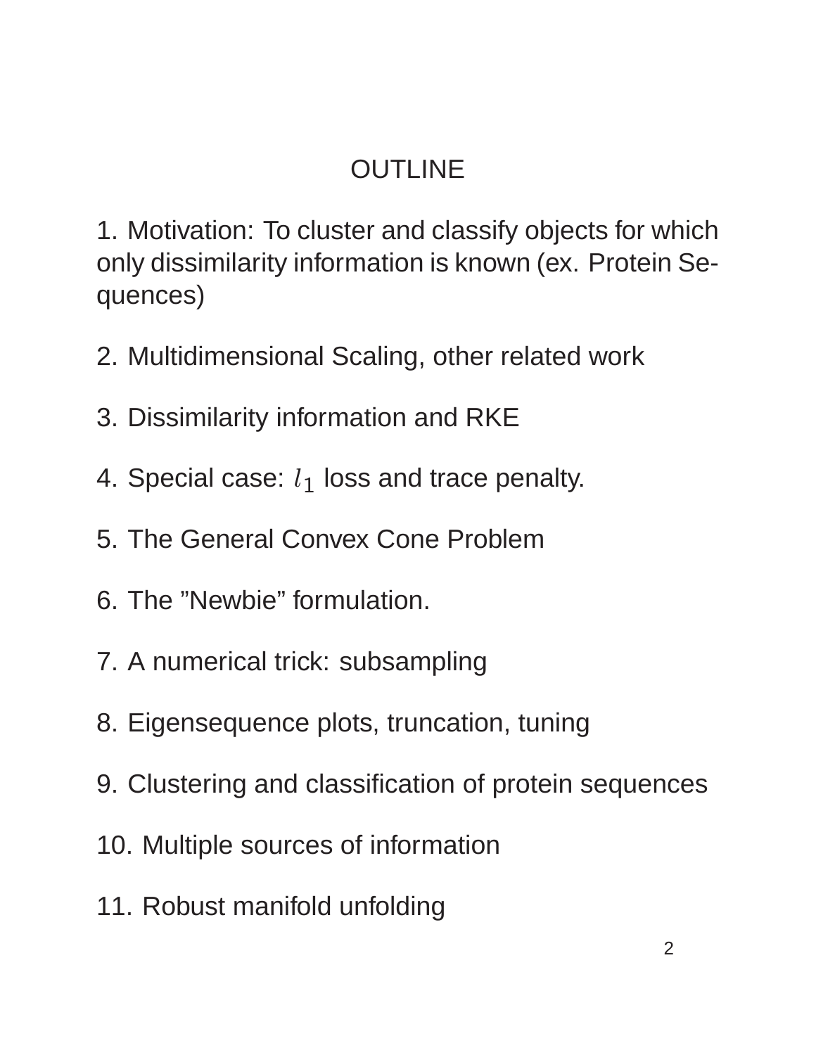# OUTLINE

1. Motivation: To cluster and classify objects for which only dissimilarity information is known (ex. Protein Sequences)

2. Multidimensional Scaling, other related work

3. Dissimilarity information and RKE

4. Special case: $l_1$ loss and trace penalty.

5. The General Convex Cone Problem

6. The ”Newbie” formulation.

7. A numerical trick: subsampling

8. Eigensequence plots, truncation, tuning

9. Clustering and classification of protein sequences

10. Multiple sources of information

11. Robust manifold unfolding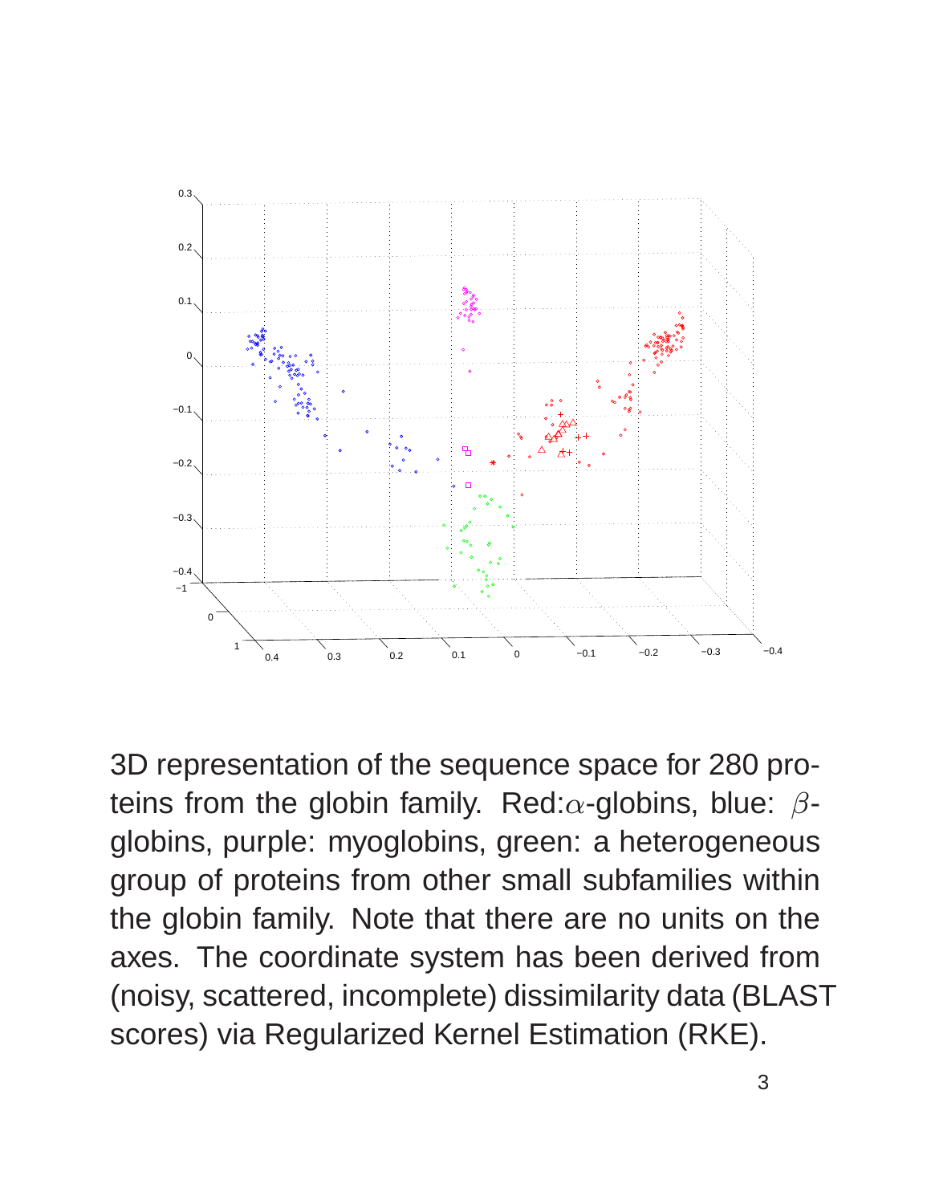3D representation of the sequence space for 280 proteins from the globin family. Red:$\alpha$-globins, blue: $\beta$-globins, purple: myoglobins, green: a heterogeneous group of proteins from other small subfamilies within the globin family. Note that there are no units on the axes. The coordinate system has been derived from (noisy, scattered, incomplete) dissimilarity data (BLAST scores) via Regularized Kernel Estimation (RKE).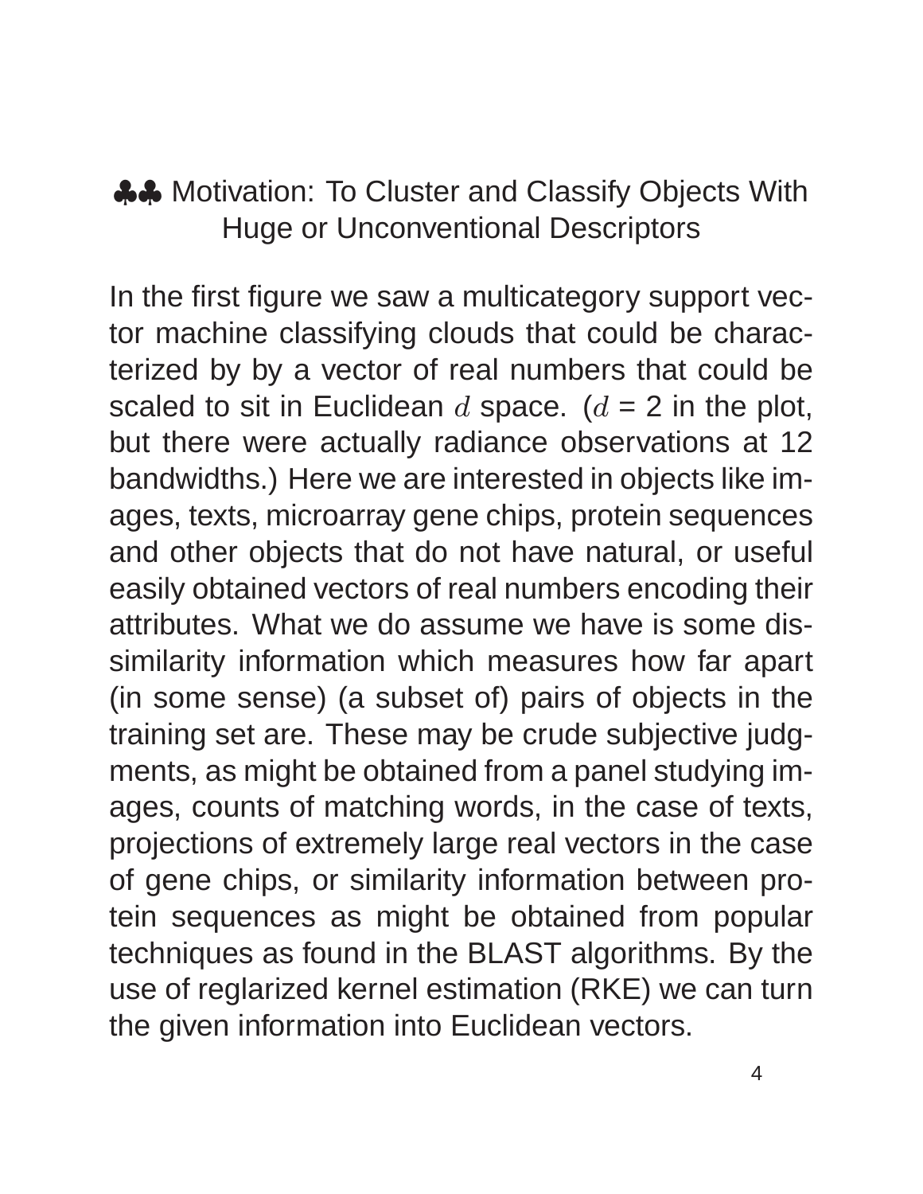## ♣♣ Motivation: To Cluster and Classify Objects With Huge or Unconventional Descriptors

In the first figure we saw a multicategory support vector machine classifying clouds that could be characterized by by a vector of real numbers that could be scaled to sit in Euclidean $d$ space. ($d$ = 2 in the plot, but there were actually radiance observations at 12 bandwidths.) Here we are interested in objects like images, texts, microarray gene chips, protein sequences and other objects that do not have natural, or useful easily obtained vectors of real numbers encoding their attributes. What we do assume we have is some dissimilarity information which measures how far apart (in some sense) (a subset of) pairs of objects in the training set are. These may be crude subjective judgments, as might be obtained from a panel studying images, counts of matching words, in the case of texts, projections of extremely large real vectors in the case of gene chips, or similarity information between protein sequences as might be obtained from popular techniques as found in the BLAST algorithms. By the use of reglarized kernel estimation (RKE) we can turn the given information into Euclidean vectors.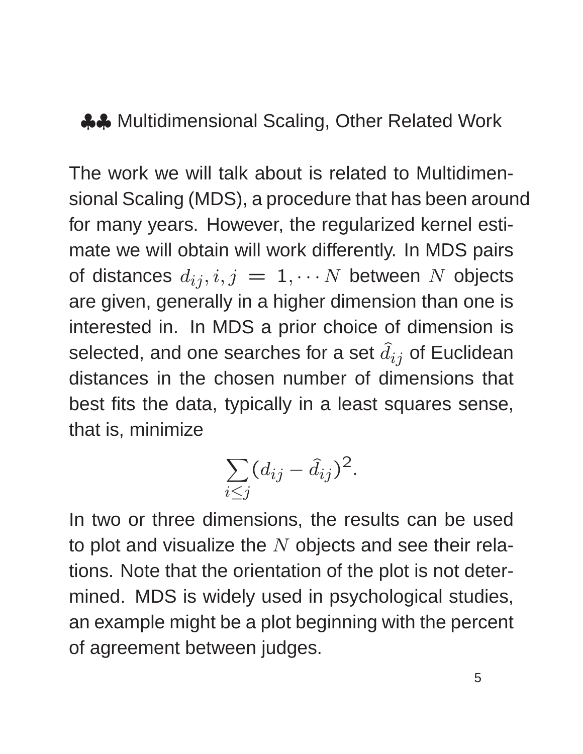## ♣♣ Multidimensional Scaling, Other Related Work

The work we will talk about is related to Multidimensional Scaling (MDS), a procedure that has been around for many years. However, the regularized kernel estimate we will obtain will work differently. In MDS pairs of distances $d_{ij}, i, j = 1, \cdots N$ between $N$ objects are given, generally in a higher dimension than one is interested in. In MDS a prior choice of dimension is selected, and one searches for a set $\widehat{d}_{ij}$ of Euclidean distances in the chosen number of dimensions that best fits the data, typically in a least squares sense, that is, minimize

$$\sum_{i \leq j} (d_{ij} - \hat{d}_{ij})^2.$$

In two or three dimensions, the results can be used to plot and visualize the $N$ objects and see their relations. Note that the orientation of the plot is not determined. MDS is widely used in psychological studies, an example might be a plot beginning with the percent of agreement between judges.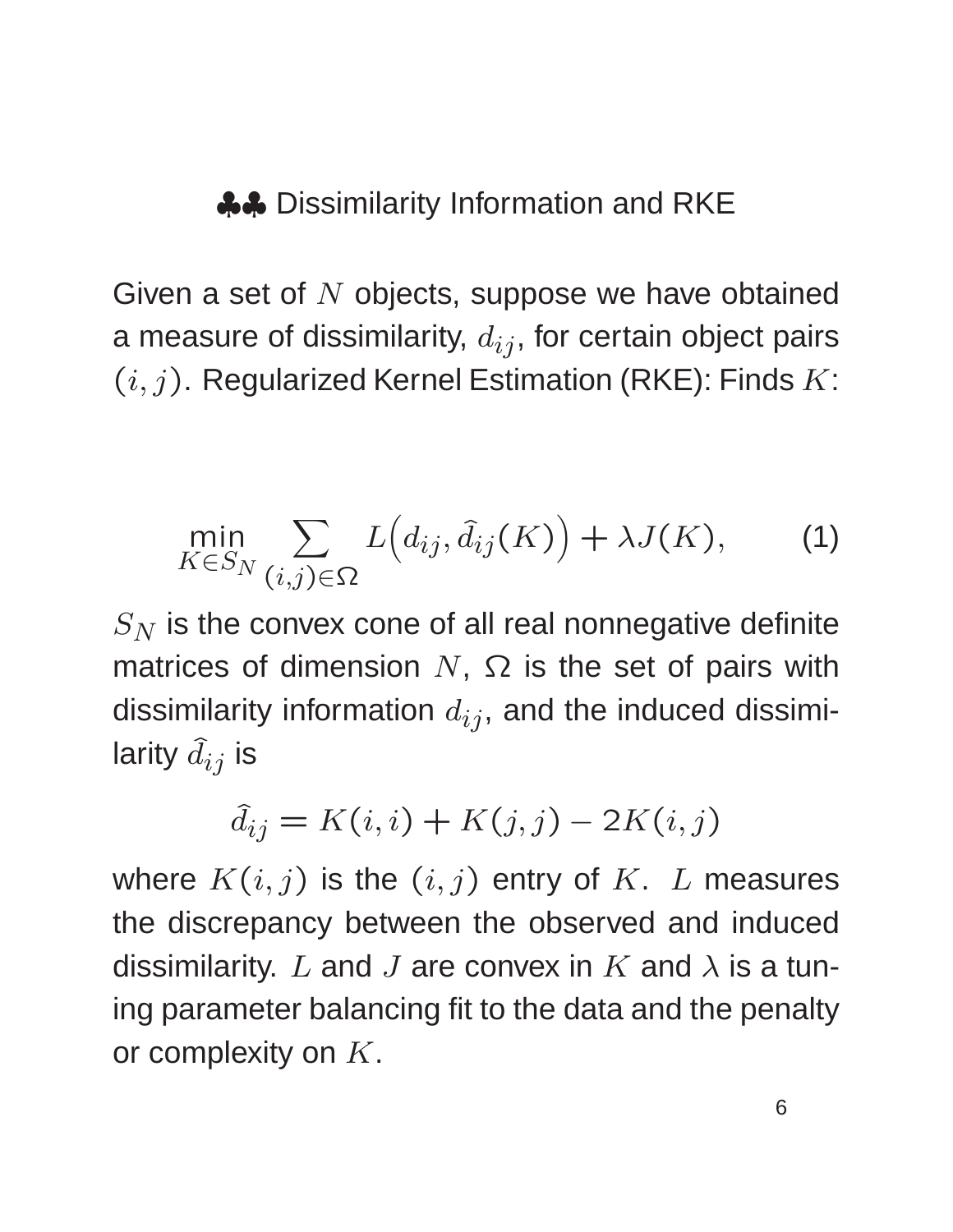## ♣♣ Dissimilarity Information and RKE

Given a set of $N$ objects, suppose we have obtained a measure of dissimilarity, $d_{ij}$, for certain object pairs $(i, j)$. Regularized Kernel Estimation (RKE): Finds $K$:

$$\min_{K \in S_N} \sum_{(i,j) \in \Omega} L\Big(d_{ij}, \hat{d}_{ij}(K)\Big) + \lambda J(K), \qquad (1)$$

$S_N$ is the convex cone of all real nonnegative definite matrices of dimension $N$, $\Omega$ is the set of pairs with dissimilarity information $d_{ij}$, and the induced dissimilarity $\hat{d}_{ij}$ is

$$\hat{d}_{ij} = K(i,i) + K(j,j) - 2K(i,j)$$

where $K(i,j)$ is the $(i,j)$ entry of $K$. $L$ measures the discrepancy between the observed and induced dissimilarity. $L$ and $J$ are convex in $K$ and $\lambda$ is a tuning parameter balancing fit to the data and the penalty or complexity on $K$.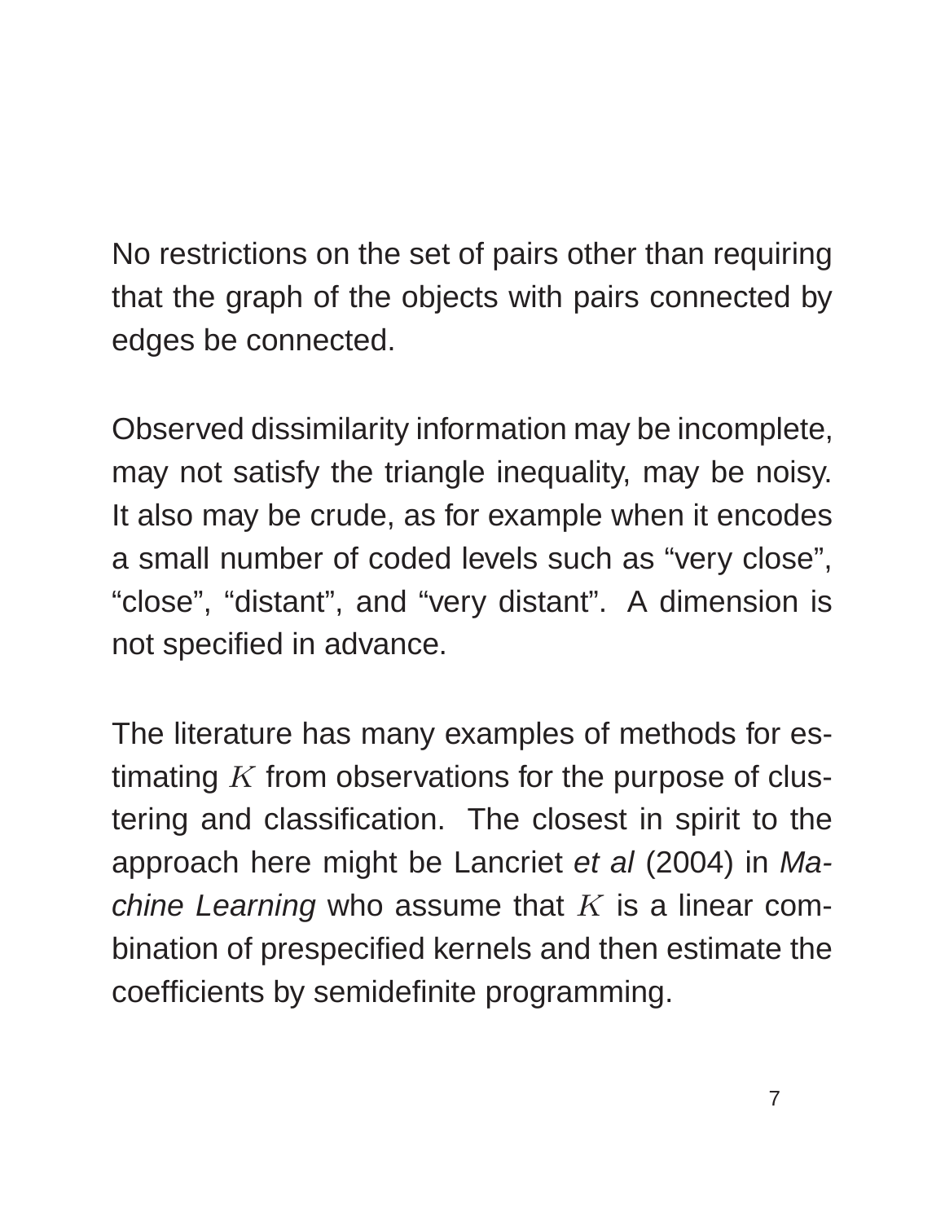No restrictions on the set of pairs other than requiring that the graph of the objects with pairs connected by edges be connected.

Observed dissimilarity information may be incomplete, may not satisfy the triangle inequality, may be noisy. It also may be crude, as for example when it encodes a small number of coded levels such as “very close”, “close”, “distant”, and “very distant”. A dimension is not specified in advance.

The literature has many examples of methods for estimating $K$ from observations for the purpose of clustering and classification. The closest in spirit to the approach here might be Lancriet *et al* (2004) in *Machine Learning* who assume that $K$ is a linear combination of prespecified kernels and then estimate the coefficients by semidefinite programming.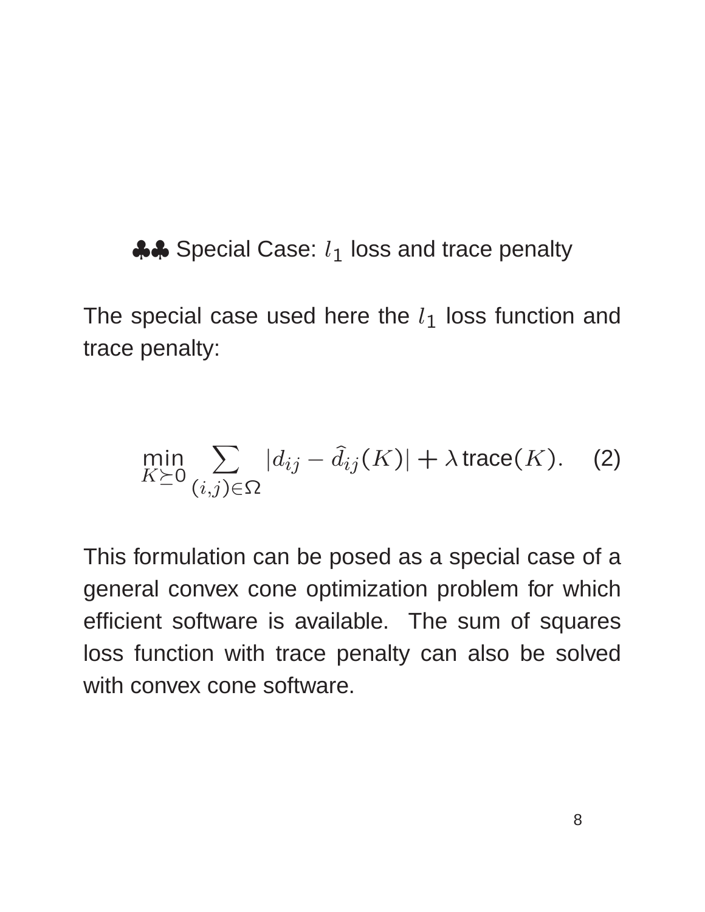## ♣♣ Special Case: $l_1$ loss and trace penalty

The special case used here the $l_1$ loss function and trace penalty:

$$\min_{K \succeq 0} \sum_{(i,j) \in \Omega} |d_{ij} - \hat{d}_{ij}(K)| + \lambda \, \text{trace}(K). \quad (2)$$

This formulation can be posed as a special case of a general convex cone optimization problem for which efficient software is available. The sum of squares loss function with trace penalty can also be solved with convex cone software.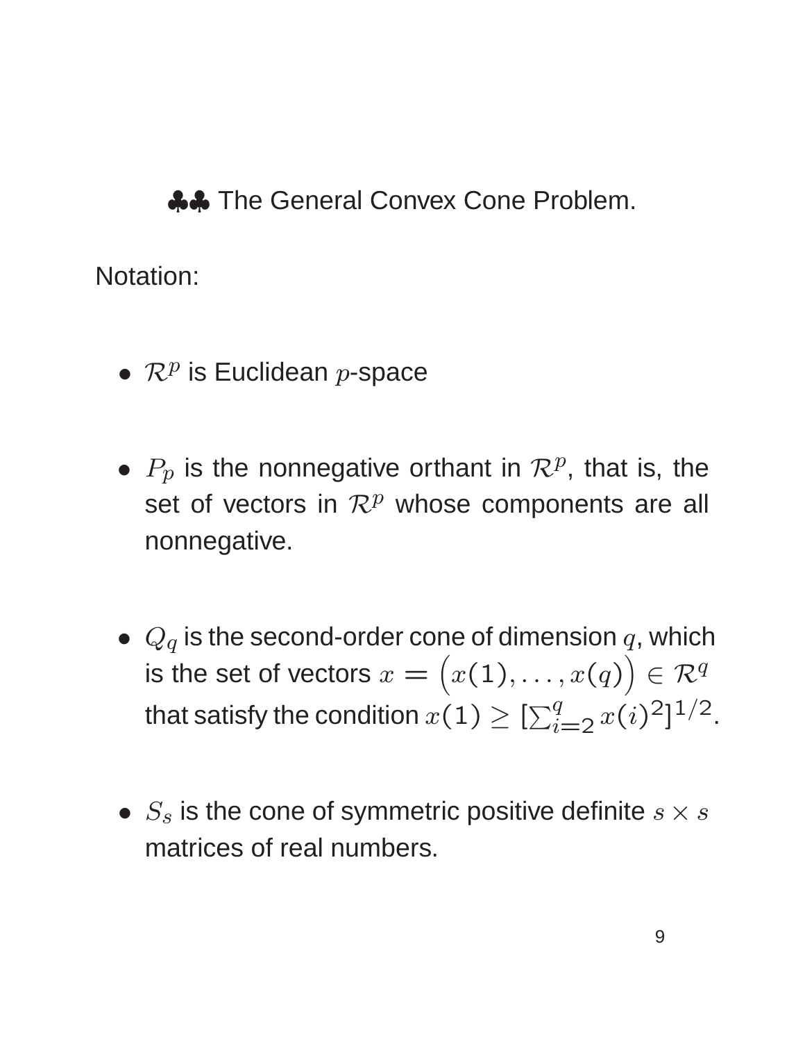## ♣♣ The General Convex Cone Problem.

Notation:

- $\mathcal{R}^p$ is Euclidean $p$-space

- $P_p$ is the nonnegative orthant in $\mathcal{R}^p$, that is, the set of vectors in $\mathcal{R}^p$ whose components are all nonnegative.

- $Q_q$ is the second-order cone of dimension $q$, which is the set of vectors $x = \Big(x(1), \ldots, x(q)\Big) \in \mathcal{R}^q$ that satisfy the condition $x(1) \geq [\sum_{i=2}^{q} x(i)^2]^{1/2}$.

- $S_s$ is the cone of symmetric positive definite $s \times s$ matrices of real numbers.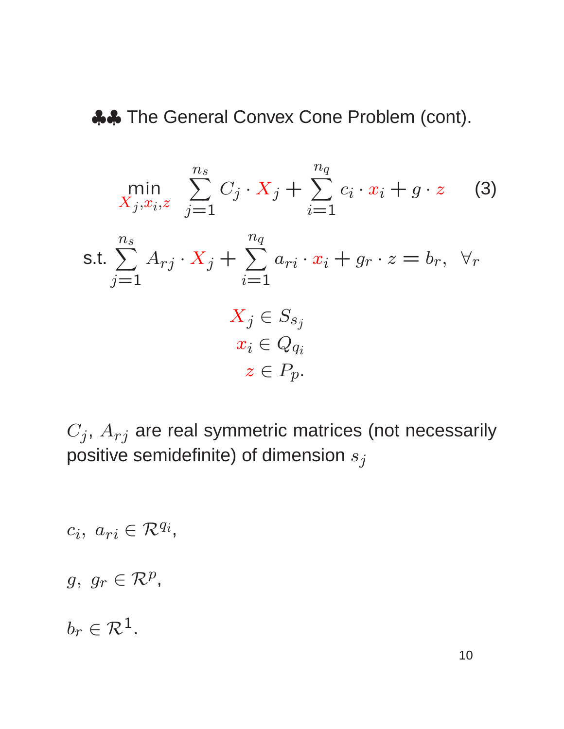## ♣♣ The General Convex Cone Problem (cont).

$$\min_{X_j, x_i, z} \quad \sum_{j=1}^{n_s} C_j \cdot X_j + \sum_{i=1}^{n_q} c_i \cdot x_i + g \cdot z \qquad (3)$$

$$\text{s.t.} \sum_{j=1}^{n_s} A_{rj} \cdot X_j + \sum_{i=1}^{n_q} a_{ri} \cdot x_i + g_r \cdot z = b_r, \ \ \forall_r$$

$$X_j \in S_{s_j}$$
$$x_i \in Q_{q_i}$$
$$z \in P_p.$$

$C_j$, $A_{rj}$ are real symmetric matrices (not necessarily positive semidefinite) of dimension $s_j$

$c_i, \ a_{ri} \in \mathcal{R}^{q_i}$,

$g, \ g_r \in \mathcal{R}^{p}$,

$b_r \in \mathcal{R}^1$.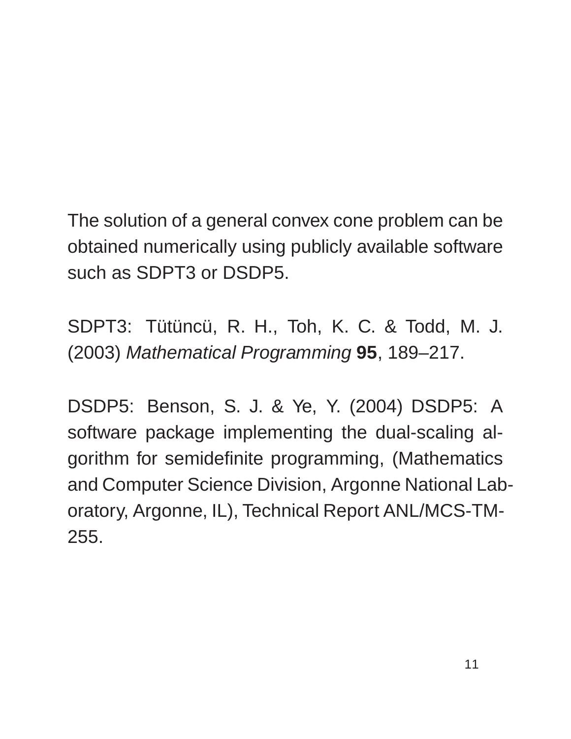The solution of a general convex cone problem can be obtained numerically using publicly available software such as SDPT3 or DSDP5.

SDPT3: Tütüncü, R. H., Toh, K. C. & Todd, M. J. (2003) *Mathematical Programming* **95**, 189–217.

DSDP5: Benson, S. J. & Ye, Y. (2004) DSDP5: A software package implementing the dual-scaling algorithm for semidefinite programming, (Mathematics and Computer Science Division, Argonne National Laboratory, Argonne, IL), Technical Report ANL/MCS-TM-255.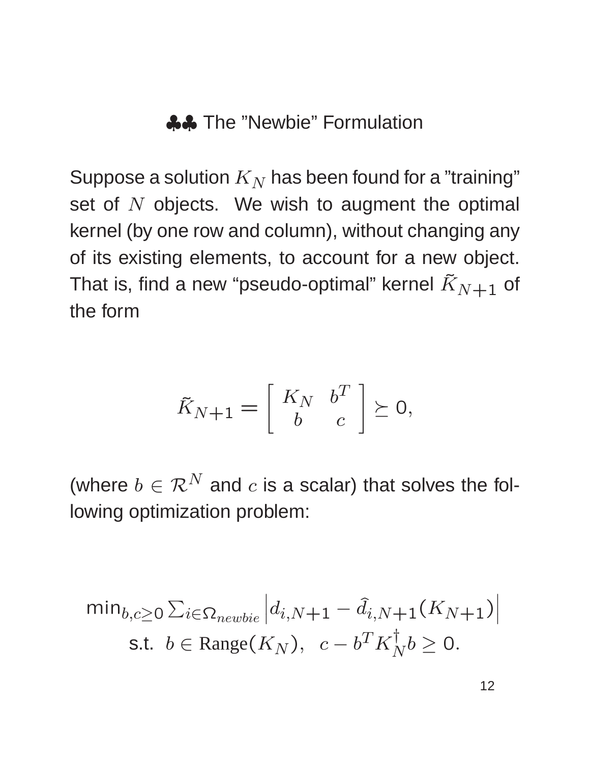## ♣♣ The "Newbie" Formulation

Suppose a solution $K_N$ has been found for a "training" set of $N$ objects. We wish to augment the optimal kernel (by one row and column), without changing any of its existing elements, to account for a new object. That is, find a new "pseudo-optimal" kernel $\tilde{K}_{N+1}$ of the form

$$\tilde{K}_{N+1} = \left[ \begin{array}{cc} K_N & b^T \\ b & c \end{array} \right] \succeq 0,$$

(where $b \in \mathcal{R}^N$ and $c$ is a scalar) that solves the following optimization problem:

$$\min_{b,c \geq 0} \sum_{i \in \Omega_{newbie}} \left| d_{i,N+1} - \hat{d}_{i,N+1}(K_{N+1}) \right|$$
$$\text{s.t. } \; b \in \text{Range}(K_N), \;\; c - b^T K_N^{\dagger} b \geq 0.$$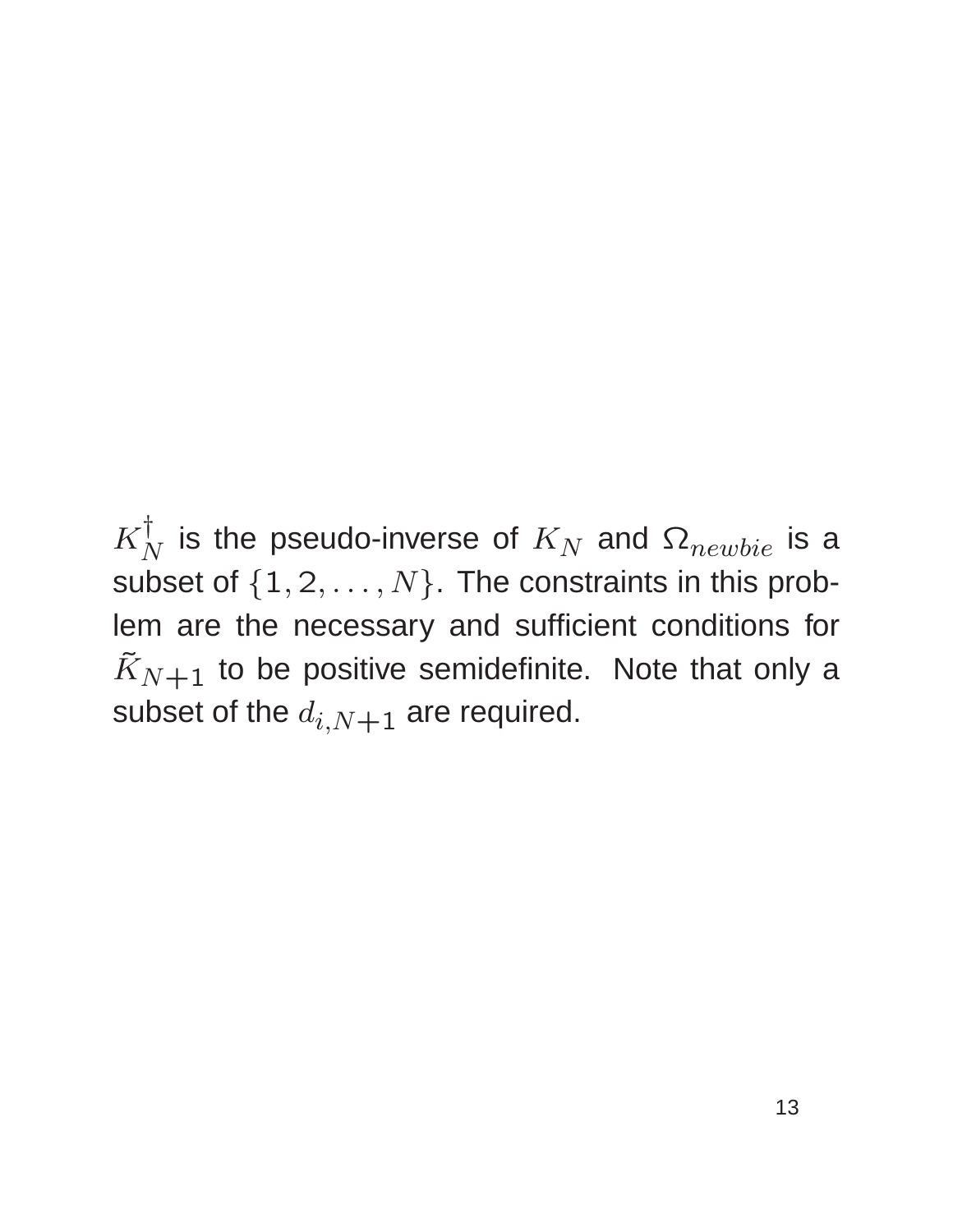$K_N^{\dagger}$ is the pseudo-inverse of $K_N$ and $\Omega_{newbie}$ is a subset of $\{1, 2, \ldots, N\}$. The constraints in this problem are the necessary and sufficient conditions for $\tilde{K}_{N+1}$ to be positive semidefinite. Note that only a subset of the $d_{i,N+1}$ are required.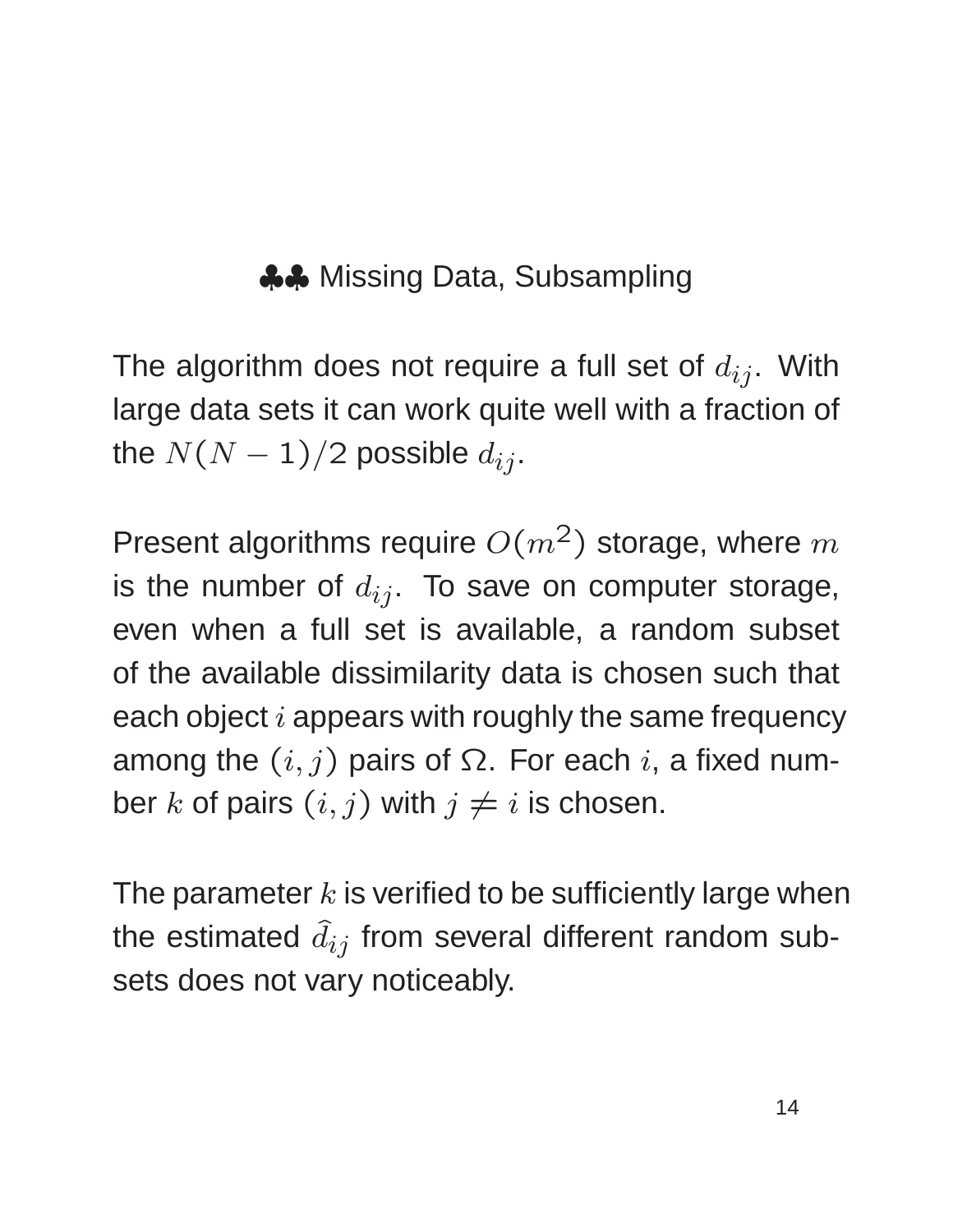## ♣♣ Missing Data, Subsampling

The algorithm does not require a full set of $d_{ij}$. With large data sets it can work quite well with a fraction of the $N(N-1)/2$ possible $d_{ij}$.

Present algorithms require $O(m^2)$ storage, where $m$ is the number of $d_{ij}$. To save on computer storage, even when a full set is available, a random subset of the available dissimilarity data is chosen such that each object $i$ appears with roughly the same frequency among the $(i, j)$ pairs of $\Omega$. For each $i$, a fixed number $k$ of pairs $(i, j)$ with $j \neq i$ is chosen.

The parameter $k$ is verified to be sufficiently large when the estimated $\widehat{d}_{ij}$ from several different random subsets does not vary noticeably.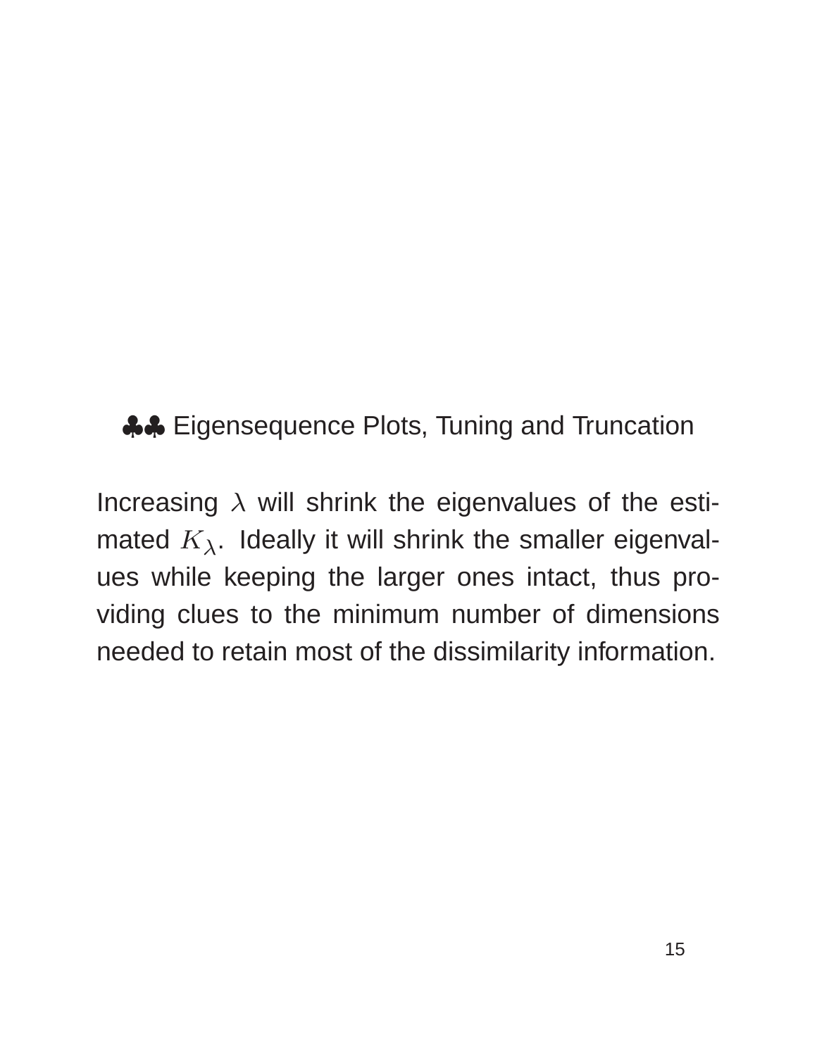## ♣♣ Eigensequence Plots, Tuning and Truncation

Increasing $\lambda$ will shrink the eigenvalues of the estimated $K_\lambda$. Ideally it will shrink the smaller eigenvalues while keeping the larger ones intact, thus providing clues to the minimum number of dimensions needed to retain most of the dissimilarity information.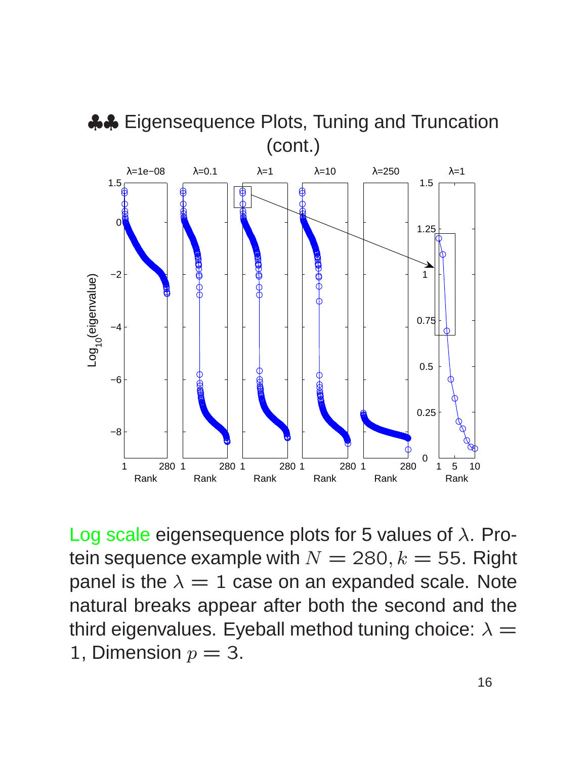# ♣♣ Eigensequence Plots, Tuning and Truncation (cont.)

Log scale eigensequence plots for 5 values of $\lambda$. Protein sequence example with $N = 280, k = 55$. Right panel is the $\lambda = 1$ case on an expanded scale. Note natural breaks appear after both the second and the third eigenvalues. Eyeball method tuning choice: $\lambda = 1$, Dimension $p = 3$.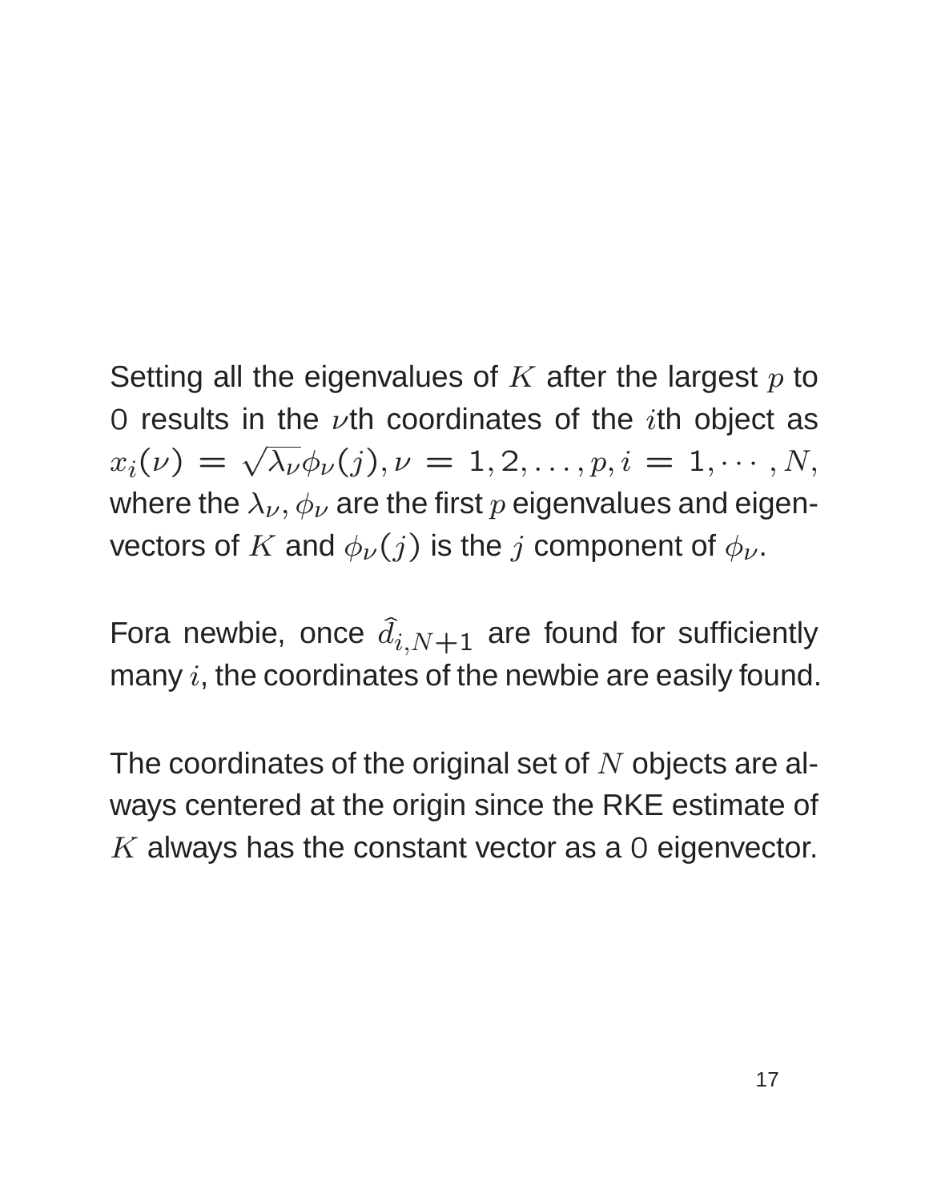Setting all the eigenvalues of $K$ after the largest $p$ to 0 results in the $\nu$th coordinates of the $i$th object as $x_i(\nu) = \sqrt{\lambda_\nu}\phi_\nu(j), \nu = 1, 2, \ldots, p, i = 1, \cdots, N$, where the $\lambda_\nu, \phi_\nu$ are the first $p$ eigenvalues and eigenvectors of $K$ and $\phi_\nu(j)$ is the $j$ component of $\phi_\nu$.

Fora newbie, once $\hat{d}_{i,N+1}$ are found for sufficiently many $i$, the coordinates of the newbie are easily found.

The coordinates of the original set of $N$ objects are always centered at the origin since the RKE estimate of $K$ always has the constant vector as a 0 eigenvector.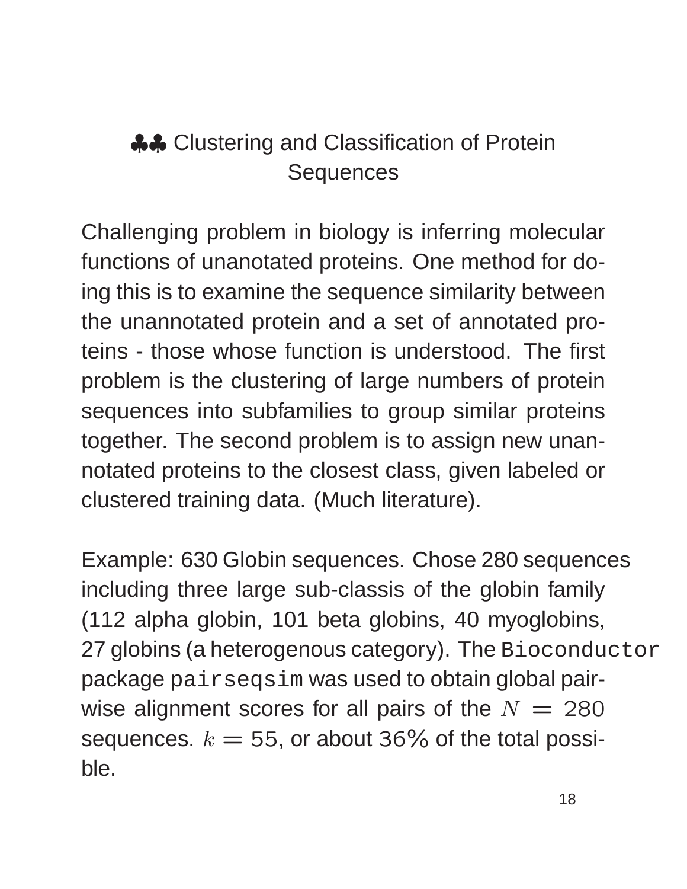# ♣♣ Clustering and Classification of Protein Sequences

Challenging problem in biology is inferring molecular functions of unanotated proteins. One method for doing this is to examine the sequence similarity between the unannotated protein and a set of annotated proteins - those whose function is understood. The first problem is the clustering of large numbers of protein sequences into subfamilies to group similar proteins together. The second problem is to assign new unannotated proteins to the closest class, given labeled or clustered training data. (Much literature).

Example: 630 Globin sequences. Chose 280 sequences including three large sub-classis of the globin family (112 alpha globin, 101 beta globins, 40 myoglobins, 27 globins (a heterogenous category). The `Bioconductor` package `pairseqsim` was used to obtain global pairwise alignment scores for all pairs of the $N = 280$ sequences. $k = 55$, or about $36\%$ of the total possible.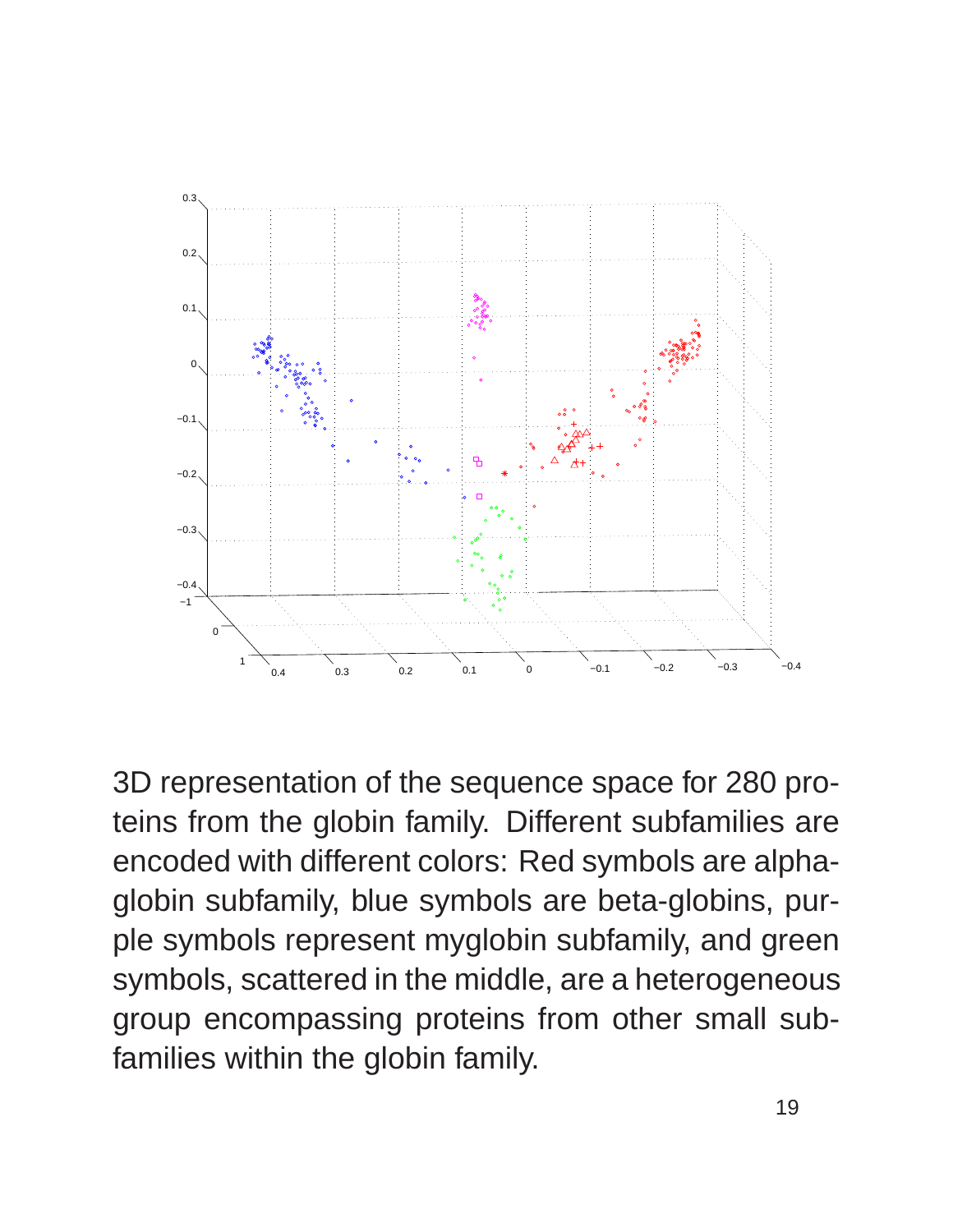3D representation of the sequence space for 280 proteins from the globin family. Different subfamilies are encoded with different colors: Red symbols are alpha-globin subfamily, blue symbols are beta-globins, purple symbols represent myglobin subfamily, and green symbols, scattered in the middle, are a heterogeneous group encompassing proteins from other small subfamilies within the globin family.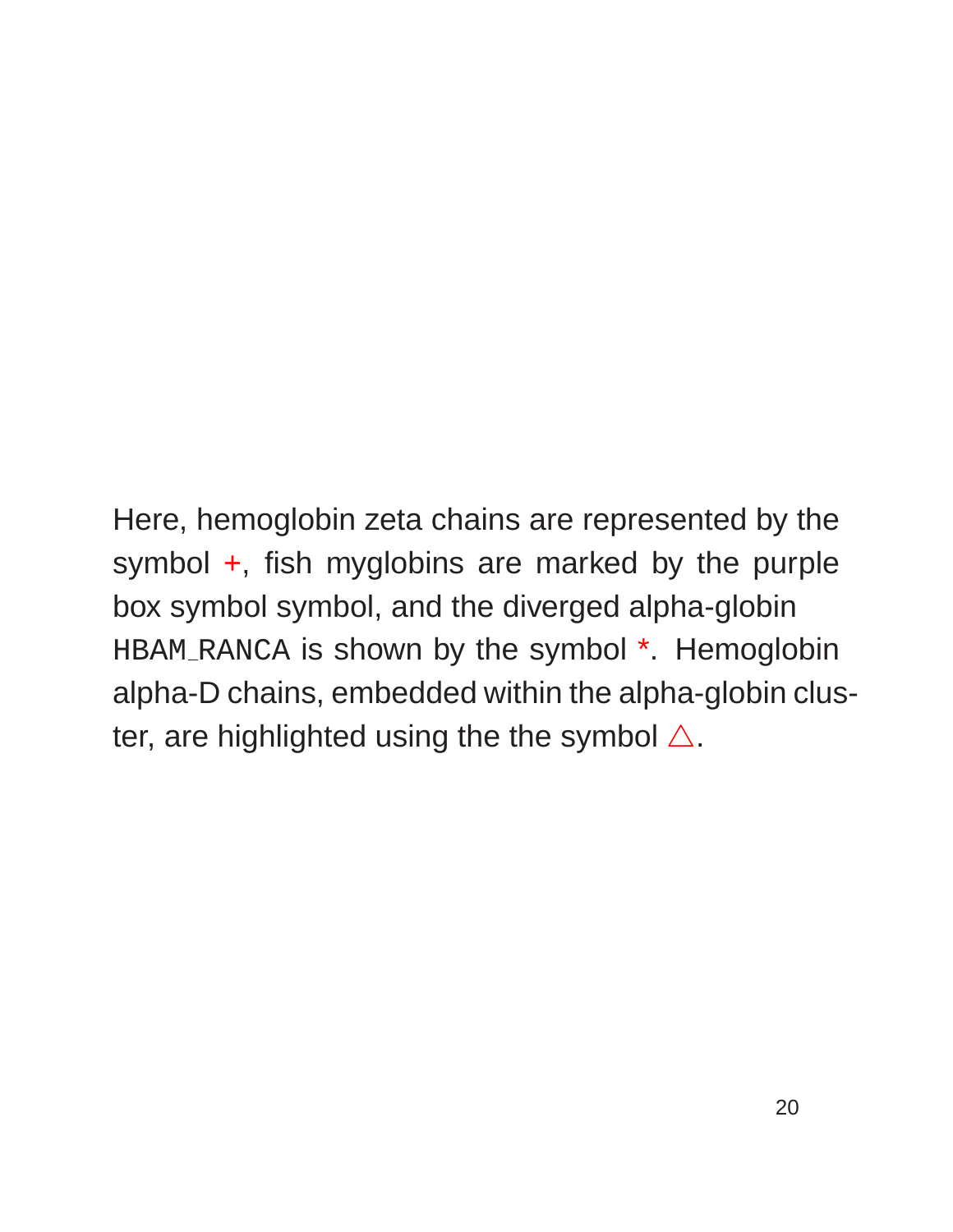Here, hemoglobin zeta chains are represented by the symbol +, fish myglobins are marked by the purple box symbol symbol, and the diverged alpha-globin `HBAM_RANCA` is shown by the symbol *. Hemoglobin alpha-D chains, embedded within the alpha-globin cluster, are highlighted using the the symbol $\triangle$.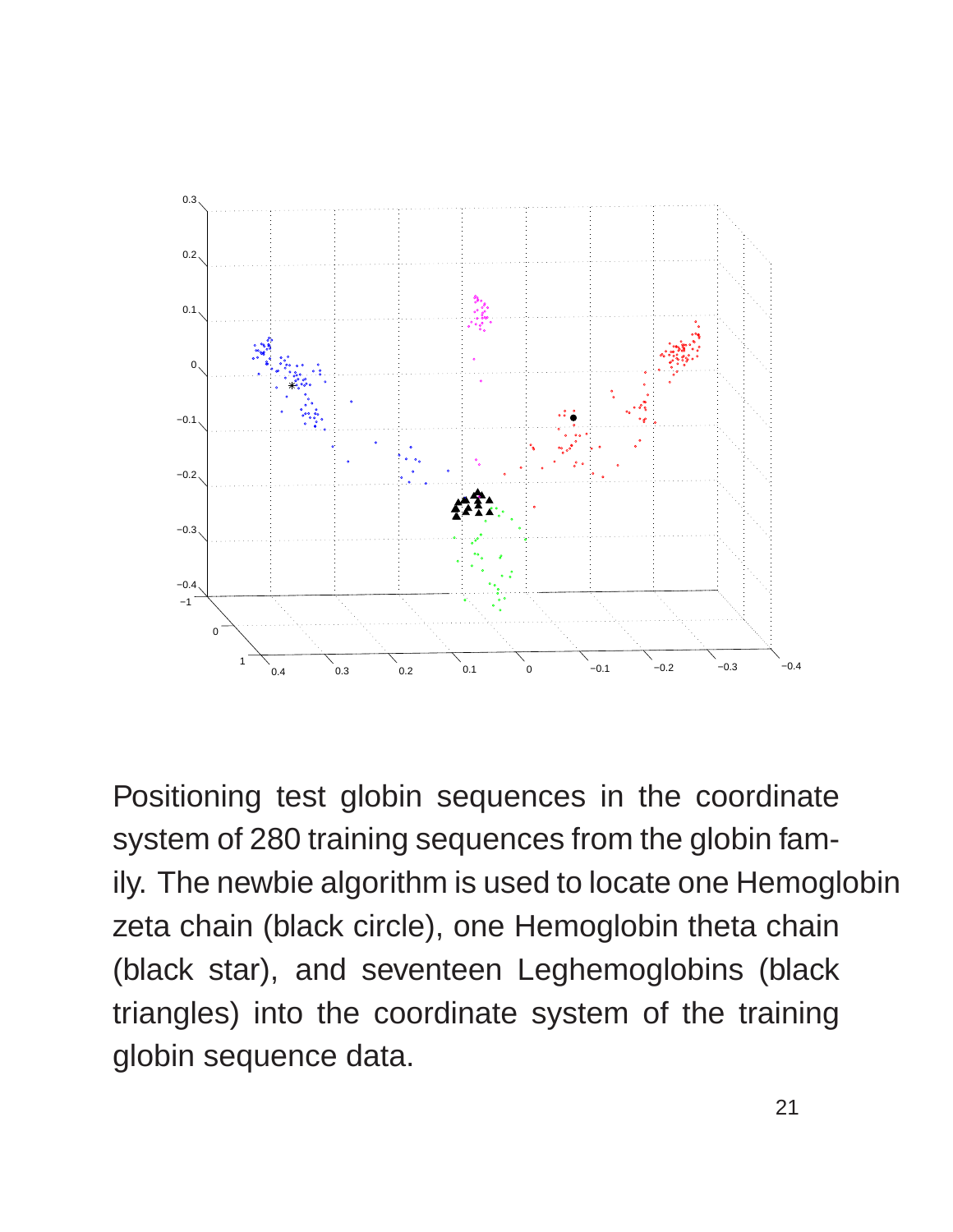Positioning test globin sequences in the coordinate system of 280 training sequences from the globin family. The newbie algorithm is used to locate one Hemoglobin zeta chain (black circle), one Hemoglobin theta chain (black star), and seventeen Leghemoglobins (black triangles) into the coordinate system of the training globin sequence data.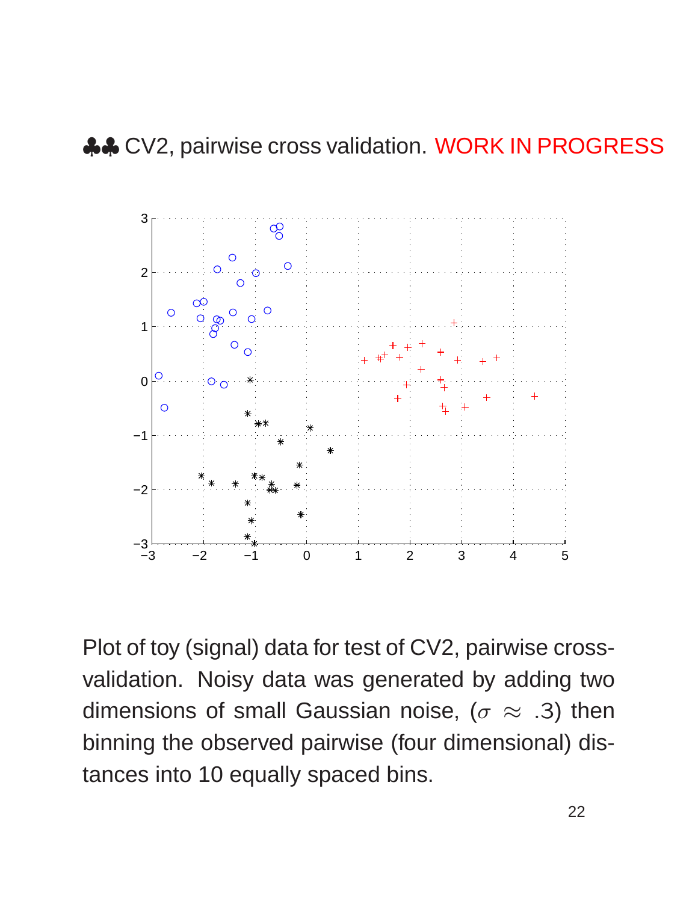## ♣♣ CV2, pairwise cross validation. WORK IN PROGRESS

Plot of toy (signal) data for test of CV2, pairwise cross-validation. Noisy data was generated by adding two dimensions of small Gaussian noise, ($\sigma \approx .3$) then binning the observed pairwise (four dimensional) distances into 10 equally spaced bins.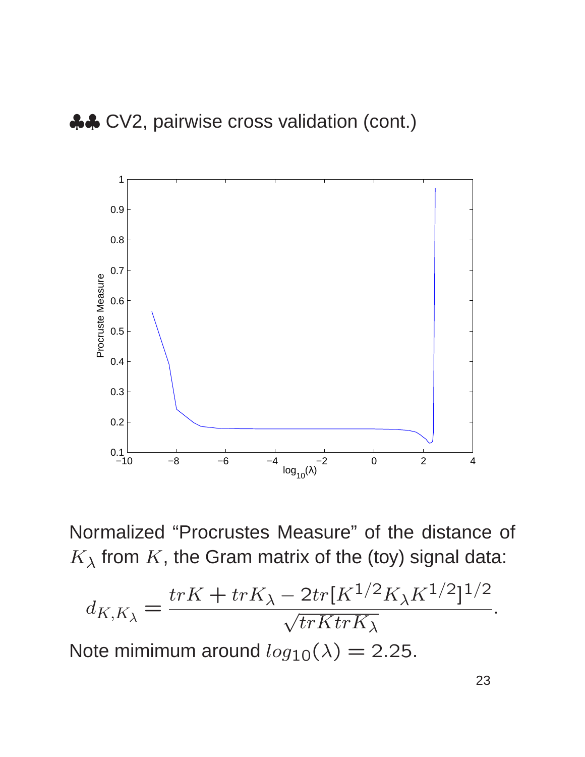## ♣♣ CV2, pairwise cross validation (cont.)

Normalized "Procrustes Measure" of the distance of $K_\lambda$ from $K$, the Gram matrix of the (toy) signal data:

$$d_{K,K_\lambda} = \frac{trK + trK_\lambda - 2tr[K^{1/2}K_\lambda K^{1/2}]^{1/2}}{\sqrt{trKtrK_\lambda}}.$$

Note mimimum around $log_{10}(\lambda) = 2.25$.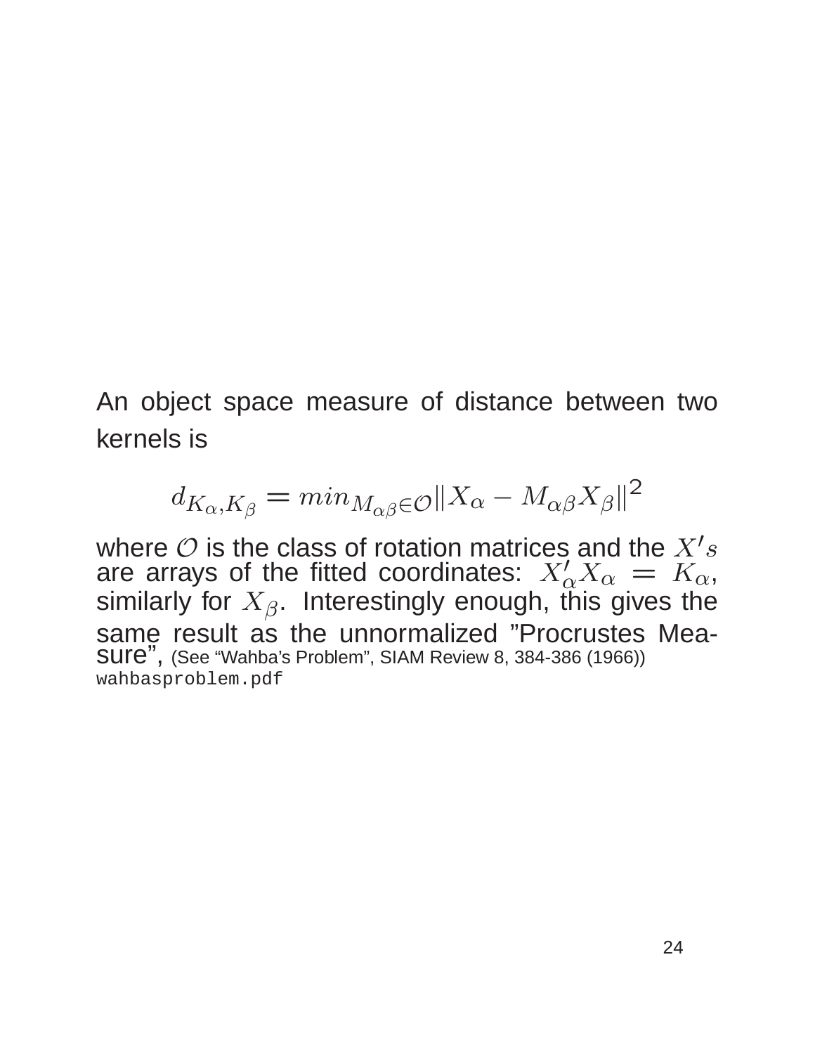An object space measure of distance between two kernels is

$$d_{K_\alpha, K_\beta} = min_{M_{\alpha\beta} \in \mathcal{O}} \|X_\alpha - M_{\alpha\beta} X_\beta\|^2$$

where $\mathcal{O}$ is the class of rotation matrices and the $X's$ are arrays of the fitted coordinates: $X'_\alpha X_\alpha = K_\alpha$, similarly for $X_\beta$. Interestingly enough, this gives the same result as the unnormalized "Procrustes Measure", (See "Wahba's Problem", SIAM Review 8, 384-386 (1966))
`wahbasproblem.pdf`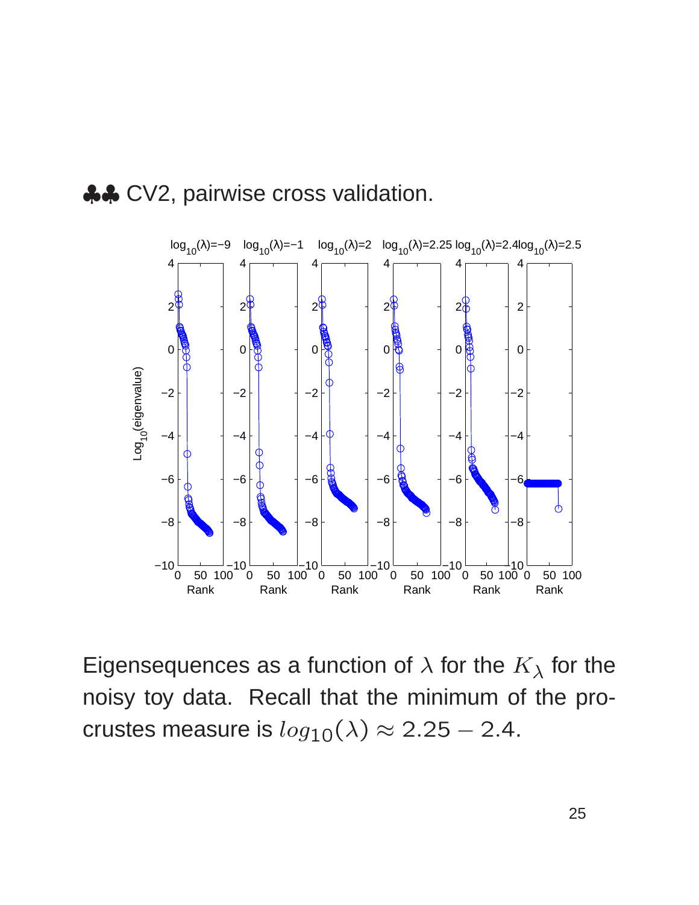♣♣ CV2, pairwise cross validation.

Eigensequences as a function of $\lambda$ for the $K_\lambda$ for the noisy toy data. Recall that the minimum of the procrustes measure is $log_{10}(\lambda) \approx 2.25 - 2.4$.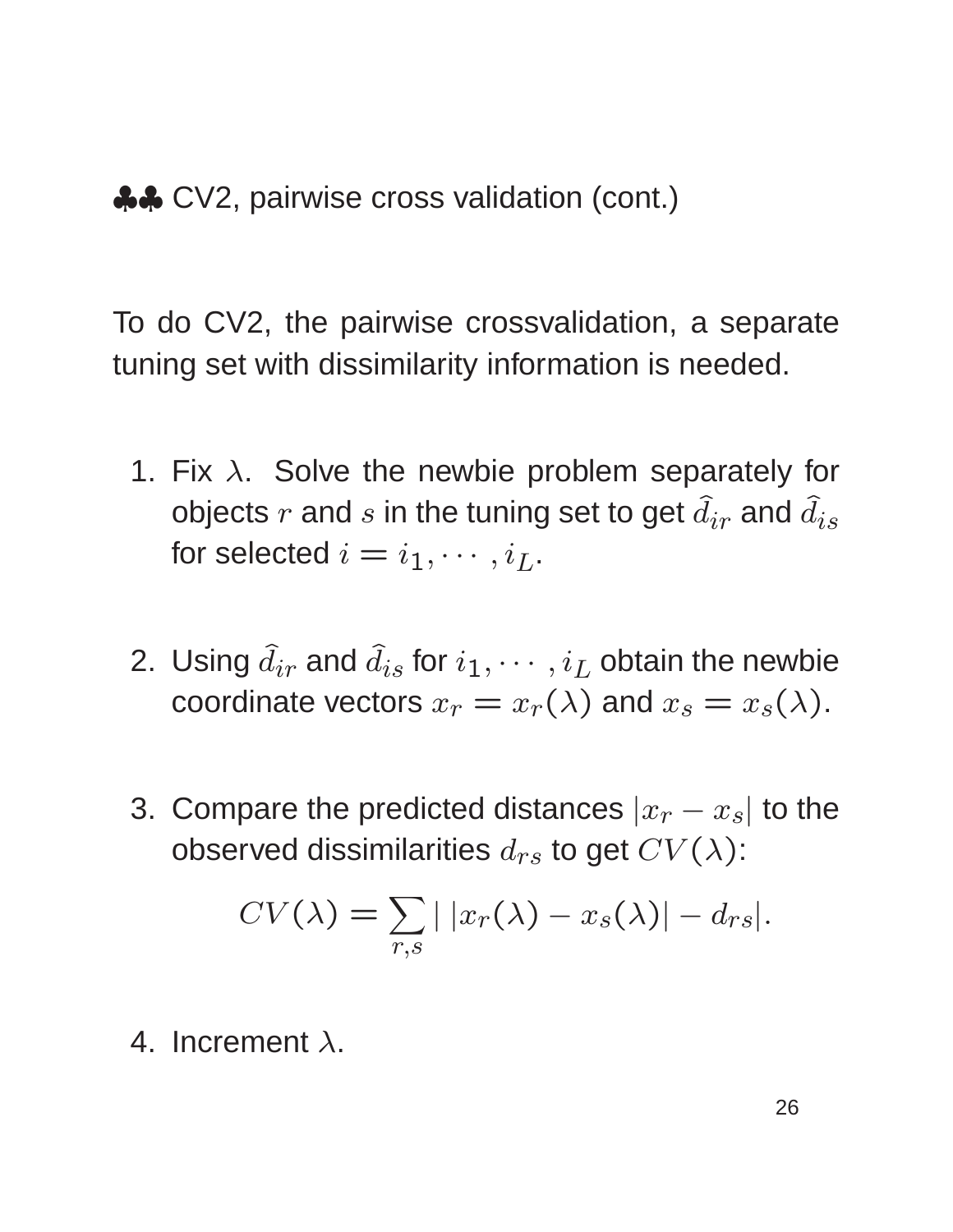## ♣♣ CV2, pairwise cross validation (cont.)

To do CV2, the pairwise crossvalidation, a separate tuning set with dissimilarity information is needed.

1. Fix $\lambda$. Solve the newbie problem separately for objects $r$ and $s$ in the tuning set to get $\widehat{d}_{ir}$ and $\widehat{d}_{is}$ for selected $i = i_1, \cdots, i_L$.

2. Using $\widehat{d}_{ir}$ and $\widehat{d}_{is}$ for $i_1, \cdots, i_L$ obtain the newbie coordinate vectors $x_r = x_r(\lambda)$ and $x_s = x_s(\lambda)$.

3. Compare the predicted distances $|x_r - x_s|$ to the observed dissimilarities $d_{rs}$ to get $CV(\lambda)$:

$$CV(\lambda) = \sum_{r,s} | \, |x_r(\lambda) - x_s(\lambda)| - d_{rs}|.$$

4. Increment $\lambda$.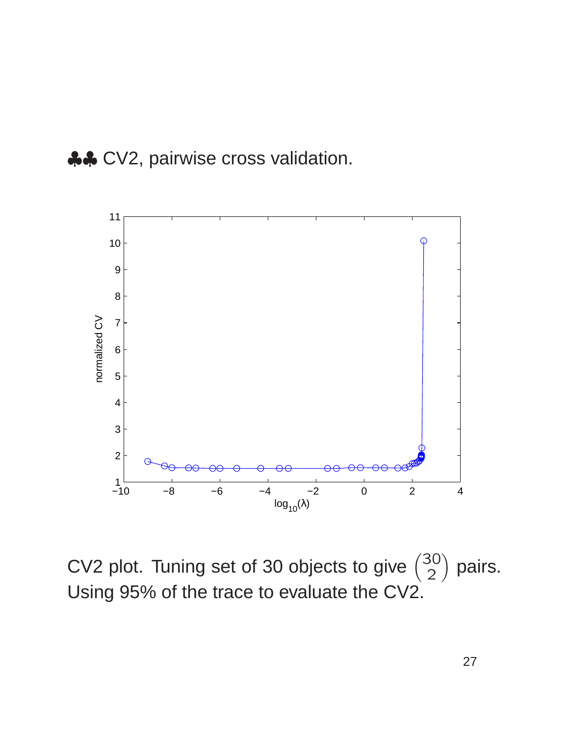♣♣ CV2, pairwise cross validation.

CV2 plot. Tuning set of 30 objects to give $\binom{30}{2}$ pairs. Using 95% of the trace to evaluate the CV2.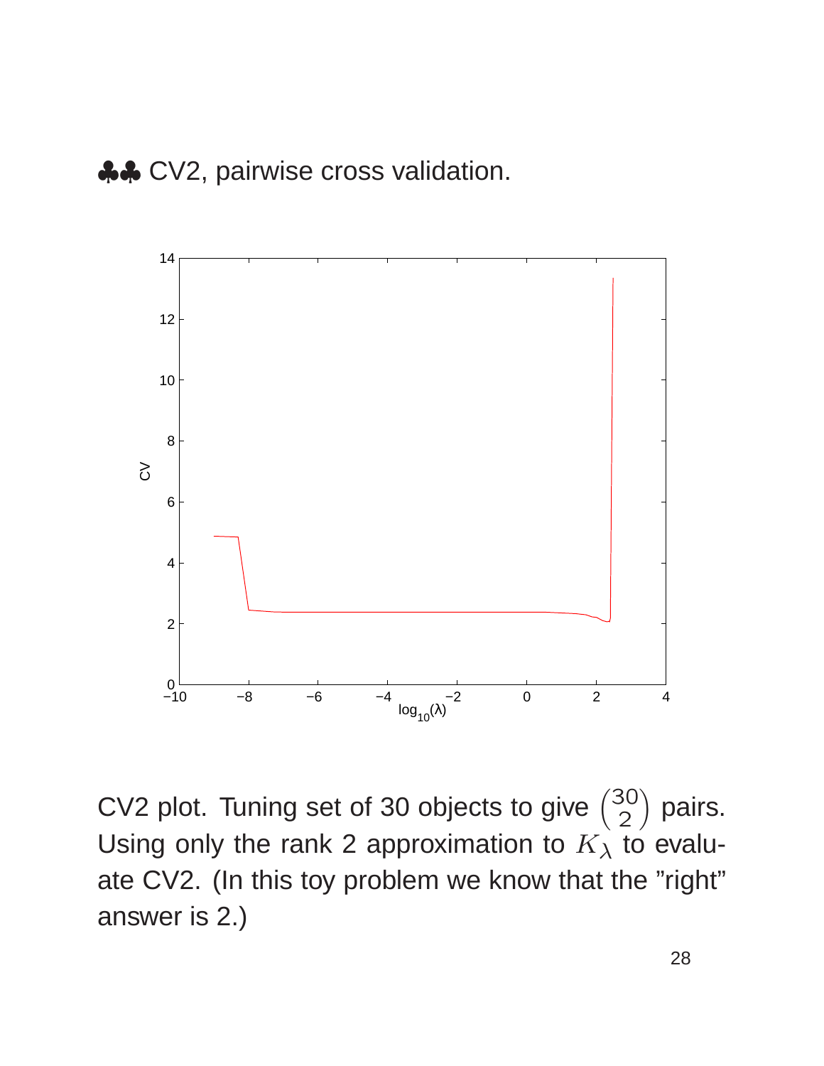## ♣♣ CV2, pairwise cross validation.

CV2 plot. Tuning set of 30 objects to give $\binom{30}{2}$ pairs. Using only the rank 2 approximation to $K_\lambda$ to evaluate CV2. (In this toy problem we know that the "right" answer is 2.)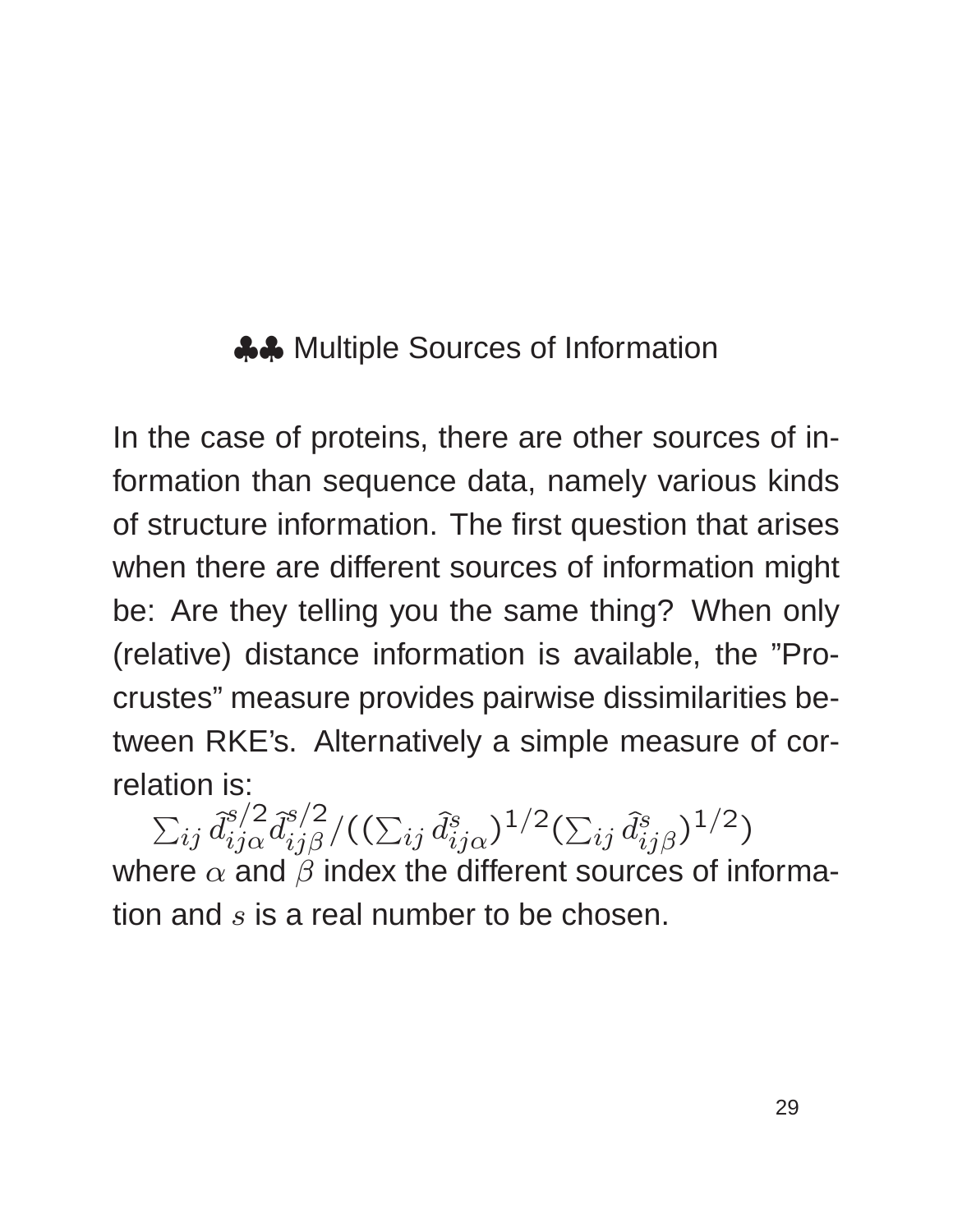## ♣♣ Multiple Sources of Information

In the case of proteins, there are other sources of information than sequence data, namely various kinds of structure information. The first question that arises when there are different sources of information might be: Are they telling you the same thing? When only (relative) distance information is available, the "Procrustes" measure provides pairwise dissimilarities between RKE's. Alternatively a simple measure of correlation is:

$$\sum_{ij} \hat{d}_{ij\alpha}^{s/2} \hat{d}_{ij\beta}^{s/2} / ((\sum_{ij} \hat{d}_{ij\alpha}^{s})^{1/2} (\sum_{ij} \hat{d}_{ij\beta}^{s})^{1/2})$$

where $\alpha$ and $\beta$ index the different sources of information and $s$ is a real number to be chosen.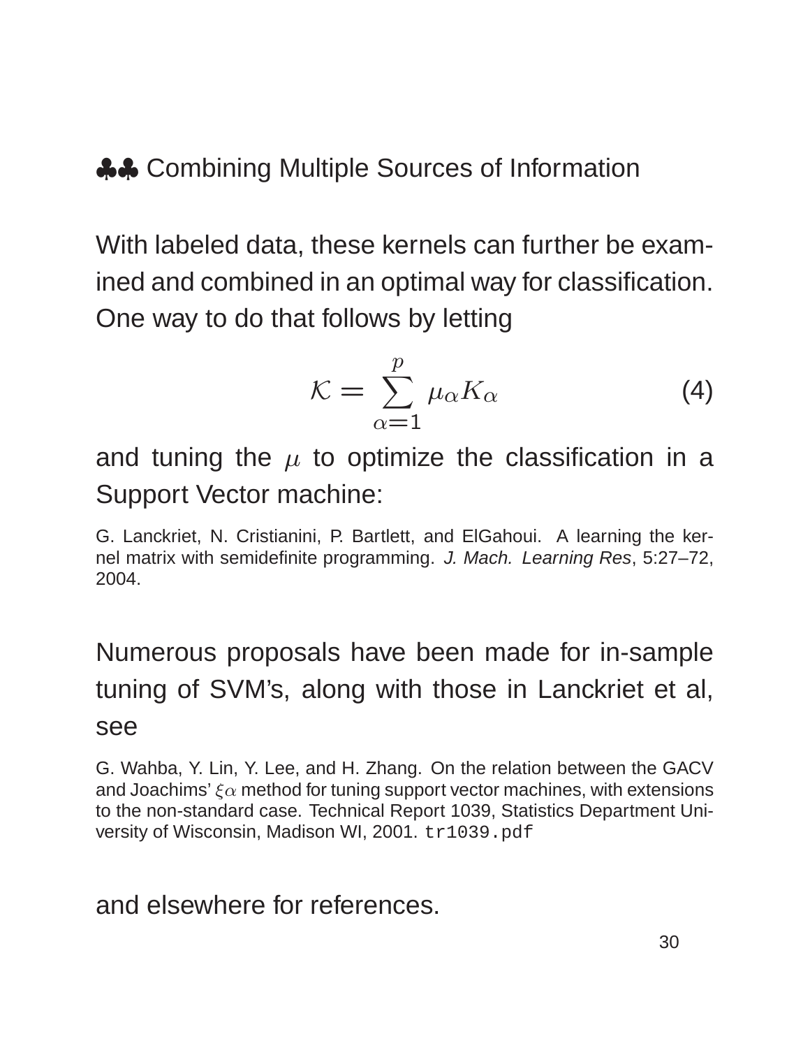## ♣♣ Combining Multiple Sources of Information

With labeled data, these kernels can further be examined and combined in an optimal way for classification. One way to do that follows by letting

$$\mathcal{K} = \sum_{\alpha=1}^{p} \mu_\alpha K_\alpha \tag{4}$$

and tuning the $\mu$ to optimize the classification in a Support Vector machine:

G. Lanckriet, N. Cristianini, P. Bartlett, and ElGahoui. A learning the kernel matrix with semidefinite programming. *J. Mach. Learning Res*, 5:27–72, 2004.

Numerous proposals have been made for in-sample tuning of SVM's, along with those in Lanckriet et al, see

G. Wahba, Y. Lin, Y. Lee, and H. Zhang. On the relation between the GACV and Joachims' $\xi\alpha$ method for tuning support vector machines, with extensions to the non-standard case. Technical Report 1039, Statistics Department University of Wisconsin, Madison WI, 2001. `tr1039.pdf`

and elsewhere for references.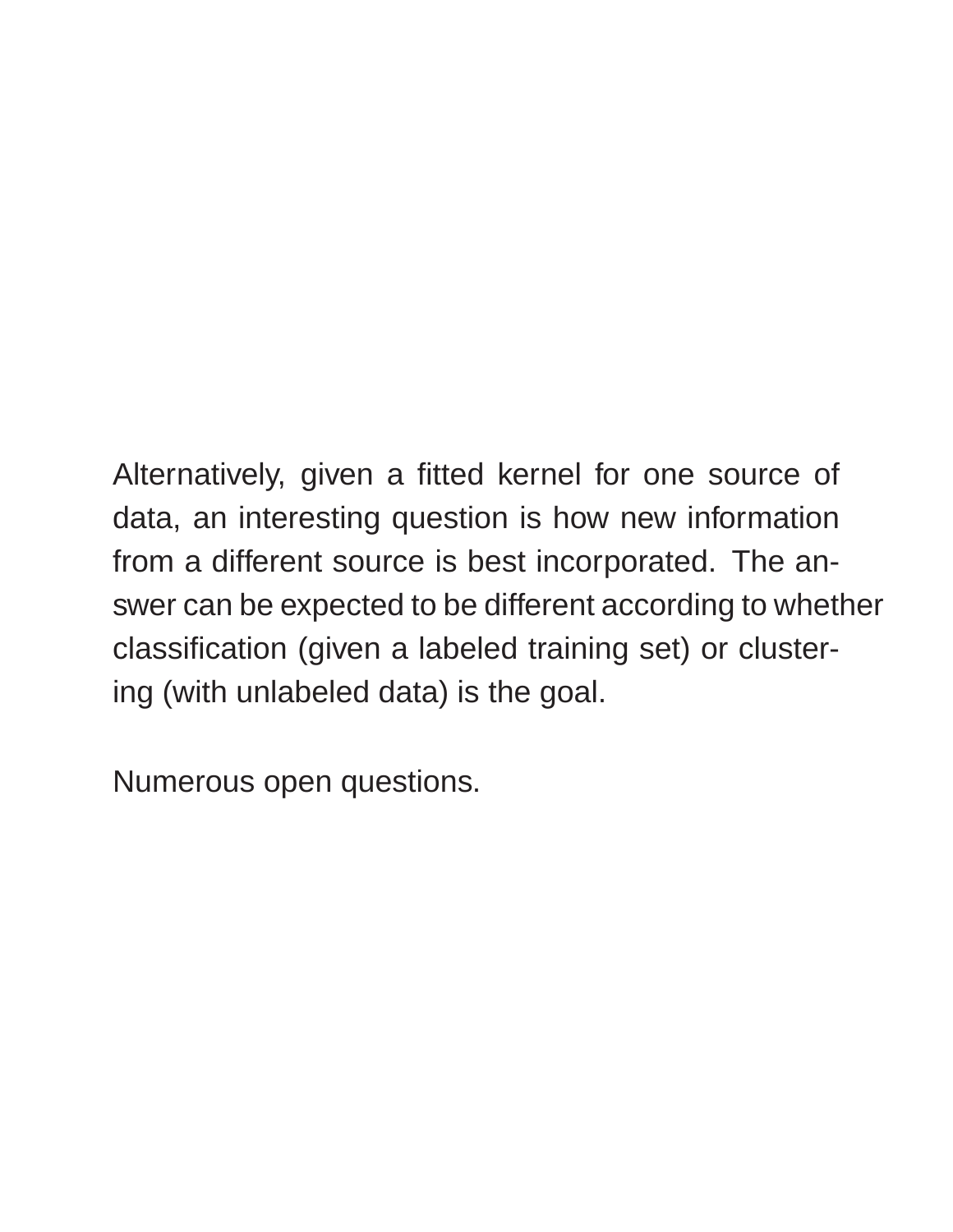Alternatively, given a fitted kernel for one source of data, an interesting question is how new information from a different source is best incorporated. The answer can be expected to be different according to whether classification (given a labeled training set) or clustering (with unlabeled data) is the goal.

Numerous open questions.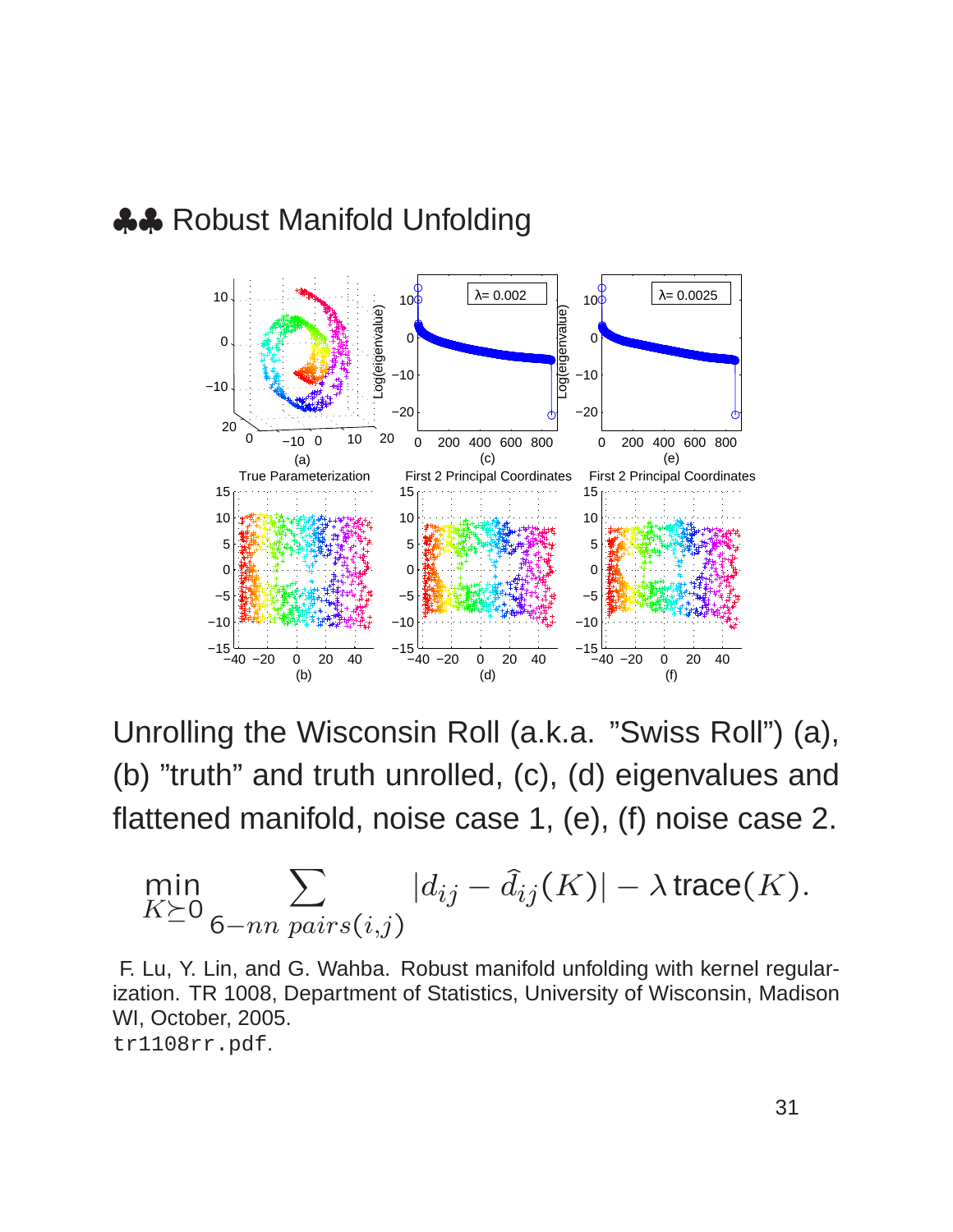## ♣♣ Robust Manifold Unfolding

10
0
−10
20
0
−10
0
10
20
(a)

Log(eigenvalue)
10
0
−10
−20
0
200
400
600
800
λ= 0.002
(c)

Log(eigenvalue)
10
0
−10
−20
0
200
400
600
800
λ= 0.0025
(e)

True Parameterization
15
10
5
0
−5
−10
−15
−40
−20
0
20
40
(b)

First 2 Principal Coordinates
15
10
5
0
−5
−10
−15
−40
−20
0
20
40
(d)

First 2 Principal Coordinates
15
10
5
0
−5
−10
−15
−40
−20
0
20
40
(f)

Unrolling the Wisconsin Roll (a.k.a. "Swiss Roll") (a), (b) "truth" and truth unrolled, (c), (d) eigenvalues and flattened manifold, noise case 1, (e), (f) noise case 2.

$$\min_{K \succeq 0} \sum_{6-nn \ pairs(i,j)} |d_{ij} - \hat{d}_{ij}(K)| - \lambda \,\text{trace}(K).$$

F. Lu, Y. Lin, and G. Wahba. Robust manifold unfolding with kernel regularization. TR 1008, Department of Statistics, University of Wisconsin, Madison WI, October, 2005.
`tr1108rr.pdf`.